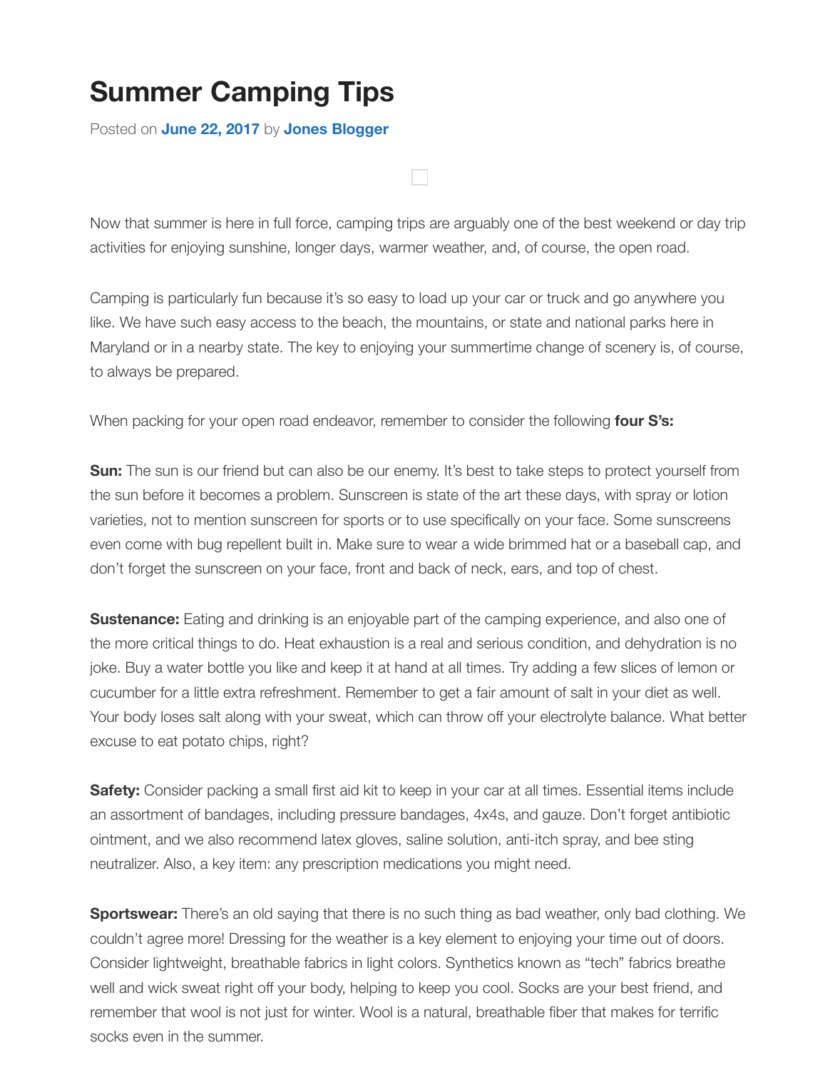# Summer Camping Tips

Posted on **June 22, 2017** by **Jones Blogger**

Now that summer is here in full force, camping trips are arguably one of the best weekend or day trip activities for enjoying sunshine, longer days, warmer weather, and, of course, the open road.

Camping is particularly fun because it's so easy to load up your car or truck and go anywhere you like. We have such easy access to the beach, the mountains, or state and national parks here in Maryland or in a nearby state. The key to enjoying your summertime change of scenery is, of course, to always be prepared.

When packing for your open road endeavor, remember to consider the following **four S's:**

**Sun:** The sun is our friend but can also be our enemy. It's best to take steps to protect yourself from the sun before it becomes a problem. Sunscreen is state of the art these days, with spray or lotion varieties, not to mention sunscreen for sports or to use specifically on your face. Some sunscreens even come with bug repellent built in. Make sure to wear a wide brimmed hat or a baseball cap, and don't forget the sunscreen on your face, front and back of neck, ears, and top of chest.

**Sustenance:** Eating and drinking is an enjoyable part of the camping experience, and also one of the more critical things to do. Heat exhaustion is a real and serious condition, and dehydration is no joke. Buy a water bottle you like and keep it at hand at all times. Try adding a few slices of lemon or cucumber for a little extra refreshment. Remember to get a fair amount of salt in your diet as well. Your body loses salt along with your sweat, which can throw off your electrolyte balance. What better excuse to eat potato chips, right?

**Safety:** Consider packing a small first aid kit to keep in your car at all times. Essential items include an assortment of bandages, including pressure bandages, 4x4s, and gauze. Don't forget antibiotic ointment, and we also recommend latex gloves, saline solution, anti-itch spray, and bee sting neutralizer. Also, a key item: any prescription medications you might need.

**Sportswear:** There's an old saying that there is no such thing as bad weather, only bad clothing. We couldn't agree more! Dressing for the weather is a key element to enjoying your time out of doors. Consider lightweight, breathable fabrics in light colors. Synthetics known as "tech" fabrics breathe well and wick sweat right off your body, helping to keep you cool. Socks are your best friend, and remember that wool is not just for winter. Wool is a natural, breathable fiber that makes for terrific socks even in the summer.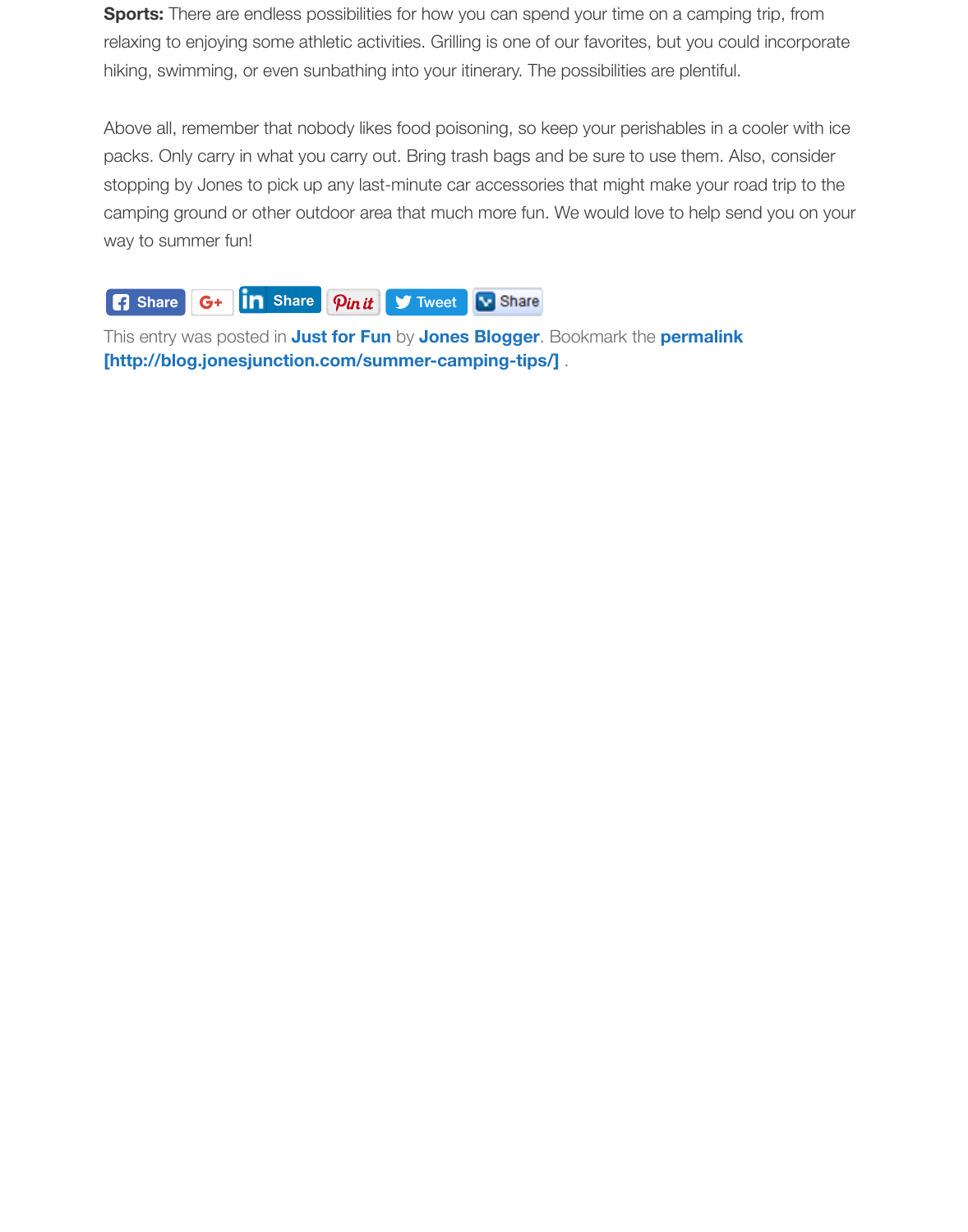**Sports:** There are endless possibilities for how you can spend your time on a camping trip, from relaxing to enjoying some athletic activities. Grilling is one of our favorites, but you could incorporate hiking, swimming, or even sunbathing into your itinerary. The possibilities are plentiful.

Above all, remember that nobody likes food poisoning, so keep your perishables in a cooler with ice packs. Only carry in what you carry out. Bring trash bags and be sure to use them. Also, consider stopping by Jones to pick up any last-minute car accessories that might make your road trip to the camping ground or other outdoor area that much more fun. We would love to help send you on your way to summer fun!

Share G+ Share Pin it Tweet Share

This entry was posted in **Just for Fun** by **Jones Blogger**. Bookmark the **permalink [http://blog.jonesjunction.com/summer-camping-tips/]** .